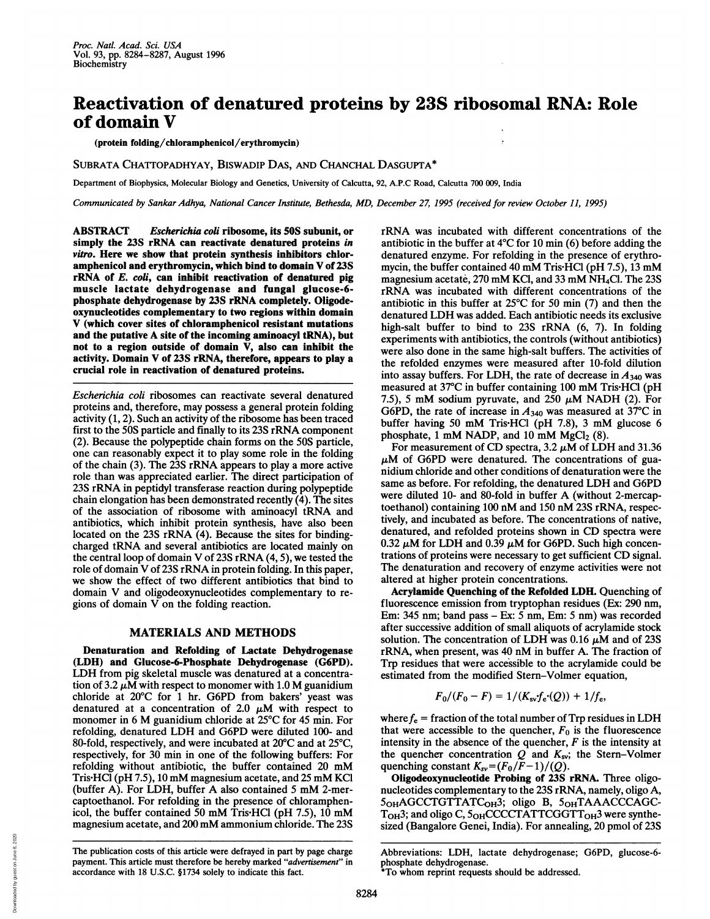# Reactivation of denatured proteins by 23S ribosomal RNA: Role of domain V

(protein folding/chloramphenicol/erythromycin)

SUBRATA CHATTOPADHYAY, BISWADIP DAS, AND CHANCHAL DASGUPTA*

Department of Biophysics, Molecular Biology and Genetics, University of Calcutta, 92, A.P.C Road, Calcutta 700 009, India

*Communicated by Sankar Adhya, National Cancer Institute, Bethesda, MD, December 27, 1995 (received for review October 11, 1995)*

**ABSTRACT** *Escherichia coli* **ribosome, its 50S subunit, or simply the 23S rRNA can reactivate denatured proteins** ***in vitro*****. Here we show that protein synthesis inhibitors chloramphenicol and erythromycin, which bind to domain V of 23S rRNA of** ***E. coli*****, can inhibit reactivation of denatured pig muscle lactate dehydrogenase and fungal glucose-6-phosphate dehydrogenase by 23S rRNA completely. Oligodeoxynucleotides complementary to two regions within domain V (which cover sites of chloramphenicol resistant mutations and the putative A site of the incoming aminoacyl tRNA), but not to a region outside of domain V, also can inhibit the activity. Domain V of 23S rRNA, therefore, appears to play a crucial role in reactivation of denatured proteins.**

*Escherichia coli* ribosomes can reactivate several denatured proteins and, therefore, may possess a general protein folding activity (1, 2). Such an activity of the ribosome has been traced first to the 50S particle and finally to its 23S rRNA component (2). Because the polypeptide chain forms on the 50S particle, one can reasonably expect it to play some role in the folding of the chain (3). The 23S rRNA appears to play a more active role than was appreciated earlier. The direct participation of 23S rRNA in peptidyl transferase reaction during polypeptide chain elongation has been demonstrated recently (4). The sites of the association of ribosome with aminoacyl tRNA and antibiotics, which inhibit protein synthesis, have also been located on the 23S rRNA (4). Because the sites for binding-charged tRNA and several antibiotics are located mainly on the central loop of domain V of 23S rRNA (4, 5), we tested the role of domain V of 23S rRNA in protein folding. In this paper, we show the effect of two different antibiotics that bind to domain V and oligodeoxynucleotides complementary to regions of domain V on the folding reaction.

## MATERIALS AND METHODS

**Denaturation and Refolding of Lactate Dehydrogenase (LDH) and Glucose-6-Phosphate Dehydrogenase (G6PD).** LDH from pig skeletal muscle was denatured at a concentration of 3.2 $\mu$M with respect to monomer with 1.0 M guanidium chloride at 20°C for 1 hr. G6PD from bakers' yeast was denatured at a concentration of 2.0 $\mu$M with respect to monomer in 6 M guanidium chloride at 25°C for 45 min. For refolding, denatured LDH and G6PD were diluted 100- and 80-fold, respectively, and were incubated at 20°C and at 25°C, respectively, for 30 min in one of the following buffers: For refolding without antibiotic, the buffer contained 20 mM Tris·HCl (pH 7.5), 10 mM magnesium acetate, and 25 mM KCl (buffer A). For LDH, buffer A also contained 5 mM 2-mercaptoethanol. For refolding in the presence of chloramphenicol, the buffer contained 50 mM Tris·HCl (pH 7.5), 10 mM magnesium acetate, and 200 mM ammonium chloride. The 23S rRNA was incubated with different concentrations of the antibiotic in the buffer at 4°C for 10 min (6) before adding the denatured enzyme. For refolding in the presence of erythromycin, the buffer contained 40 mM Tris·HCl (pH 7.5), 13 mM magnesium acetate, 270 mM KCl, and 33 mM $NH_4Cl$. The 23S rRNA was incubated with different concentrations of the antibiotic in this buffer at 25°C for 50 min (7) and then the denatured LDH was added. Each antibiotic needs its exclusive high-salt buffer to bind to 23S rRNA (6, 7). In folding experiments with antibiotics, the controls (without antibiotics) were also done in the same high-salt buffers. The activities of the refolded enzymes were measured after 10-fold dilution into assay buffers. For LDH, the rate of decrease in $A_{340}$ was measured at 37°C in buffer containing 100 mM Tris·HCl (pH 7.5), 5 mM sodium pyruvate, and 250 $\mu$M NADH (2). For G6PD, the rate of increase in $A_{340}$ was measured at 37°C in buffer having 50 mM Tris·HCl (pH 7.8), 3 mM glucose 6 phosphate, 1 mM NADP, and 10 mM $MgCl_2$ (8).

For measurement of CD spectra, 3.2 $\mu$M of LDH and 31.36 $\mu$M of G6PD were denatured. The concentrations of guanidium chloride and other conditions of denaturation were the same as before. For refolding, the denatured LDH and G6PD were diluted 10- and 80-fold in buffer A (without 2-mercaptoethanol) containing 100 nM and 150 nM 23S rRNA, respectively, and incubated as before. The concentrations of native, denatured, and refolded proteins shown in CD spectra were 0.32 $\mu$M for LDH and 0.39 $\mu$M for G6PD. Such high concentrations of proteins were necessary to get sufficient CD signal. The denaturation and recovery of enzyme activities were not altered at higher protein concentrations.

**Acrylamide Quenching of the Refolded LDH.** Quenching of fluorescence emission from tryptophan residues (Ex: 290 nm, Em: 345 nm; band pass – Ex: 5 nm, Em: 5 nm) was recorded after successive addition of small aliquots of acrylamide stock solution. The concentration of LDH was 0.16 $\mu$M and of 23S rRNA, when present, was 40 nM in buffer A. The fraction of Trp residues that were accessible to the acrylamide could be estimated from the modified Stern–Volmer equation,

$$F_0/(F_0 - F) = 1/(K_{sv} f_e \cdot (Q)) + 1/f_e,$$

where $f_e$ = fraction of the total number of Trp residues in LDH that were accessible to the quencher, $F_0$ is the fluorescence intensity in the absence of the quencher, $F$ is the intensity at the quencher concentration $Q$ and $K_{sv}$; the Stern–Volmer quenching constant $K_{sv} = (F_0/F - 1)/(Q)$.

**Oligodeoxynucleotide Probing of 23S rRNA.** Three oligonucleotides complementary to the 23S rRNA, namely, oligo A, $5_{OH}$AGCCTGTTATC$_{OH}3$; oligo B, $5_{OH}$TAAACCCAGC-T$_{OH}3$; and oligo C, $5_{OH}$CCCCTATTCGGTT$_{OH}3$ were synthesized (Bangalore Genei, India). For annealing, 20 pmol of 23S

The publication costs of this article were defrayed in part by page charge payment. This article must therefore be hereby marked "*advertisement*" in accordance with 18 U.S.C. §1734 solely to indicate this fact.

Abbreviations: LDH, lactate dehydrogenase; G6PD, glucose-6-phosphate dehydrogenase.

*To whom reprint requests should be addressed.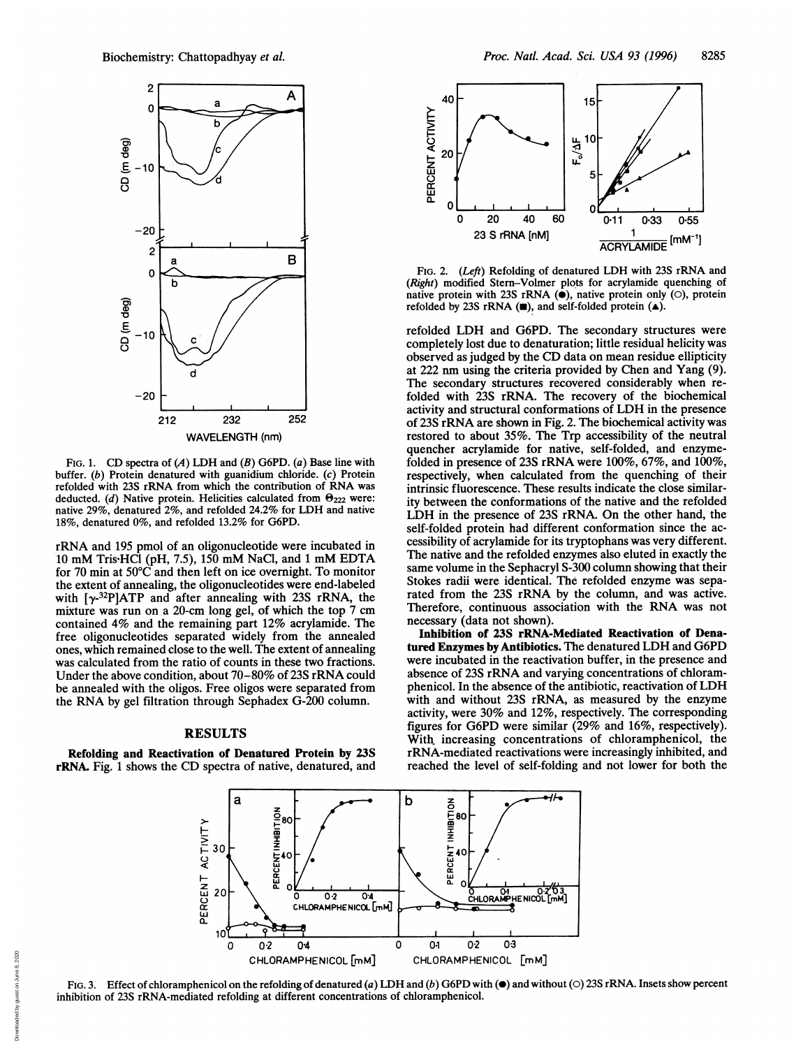FIG. 1. CD spectra of (*A*) LDH and (*B*) G6PD. (*a*) Base line with buffer. (*b*) Protein denatured with guanidium chloride. (*c*) Protein refolded with 23S rRNA from which the contribution of RNA was deducted. (*d*) Native protein. Helicities calculated from $\Theta_{222}$ were: native 29%, denatured 2%, and refolded 24.2% for LDH and native 18%, denatured 0%, and refolded 13.2% for G6PD.

rRNA and 195 pmol of an oligonucleotide were incubated in 10 mM Tris·HCl (pH, 7.5), 150 mM NaCl, and 1 mM EDTA for 70 min at 50°C and then left on ice overnight. To monitor the extent of annealing, the oligonucleotides were end-labeled with [$\gamma$-$^{32}$P]ATP and after annealing with 23S rRNA, the mixture was run on a 20-cm long gel, of which the top 7 cm contained 4% and the remaining part 12% acrylamide. The free oligonucleotides separated widely from the annealed ones, which remained close to the well. The extent of annealing was calculated from the ratio of counts in these two fractions. Under the above condition, about 70–80% of 23S rRNA could be annealed with the oligos. Free oligos were separated from the RNA by gel filtration through Sephadex G-200 column.

## RESULTS

**Refolding and Reactivation of Denatured Protein by 23S rRNA.** Fig. 1 shows the CD spectra of native, denatured, and refolded LDH and G6PD. The secondary structures were completely lost due to denaturation; little residual helicity was observed as judged by the CD data on mean residue ellipticity at 222 nm using the criteria provided by Chen and Yang (9). The secondary structures recovered considerably when refolded with 23S rRNA. The recovery of the biochemical activity and structural conformations of LDH in the presence of 23S rRNA are shown in Fig. 2. The biochemical activity was restored to about 35%. The Trp accessibility of the neutral quencher acrylamide for native, self-folded, and enzyme-folded in presence of 23S rRNA were 100%, 67%, and 100%, respectively, when calculated from the quenching of their intrinsic fluorescence. These results indicate the close similarity between the conformations of the native and the refolded LDH in the presence of 23S rRNA. On the other hand, the self-folded protein had different conformation since the accessibility of acrylamide for its tryptophans was very different. The native and the refolded enzymes also eluted in exactly the same volume in the Sephacryl S-300 column showing that their Stokes radii were identical. The refolded enzyme was separated from the 23S rRNA by the column, and was active. Therefore, continuous association with the RNA was not necessary (data not shown).

FIG. 2. (*Left*) Refolding of denatured LDH with 23S rRNA and (*Right*) modified Stern–Volmer plots for acrylamide quenching of native protein with 23S rRNA (●), native protein only (○), protein refolded by 23S rRNA (■), and self-folded protein (▲).

**Inhibition of 23S rRNA-Mediated Reactivation of Denatured Enzymes by Antibiotics.** The denatured LDH and G6PD were incubated in the reactivation buffer, in the presence and absence of 23S rRNA and varying concentrations of chloramphenicol. In the absence of the antibiotic, reactivation of LDH with and without 23S rRNA, as measured by the enzyme activity, were 30% and 12%, respectively. The corresponding figures for G6PD were similar (29% and 16%, respectively). With increasing concentrations of chloramphenicol, the rRNA-mediated reactivations were increasingly inhibited, and reached the level of self-folding and not lower for both the

FIG. 3. Effect of chloramphenicol on the refolding of denatured (*a*) LDH and (*b*) G6PD with (●) and without (○) 23S rRNA. Insets show percent inhibition of 23S rRNA-mediated refolding at different concentrations of chloramphenicol.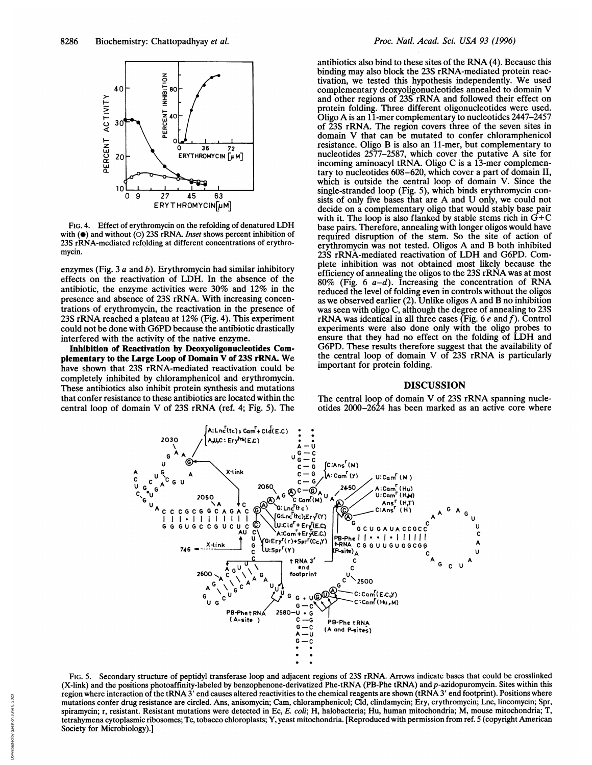FIG. 4. Effect of erythromycin on the refolding of denatured LDH with (●) and without (○) 23S rRNA. *Inset* shows percent inhibition of 23S rRNA-mediated refolding at different concentrations of erythromycin.

enzymes (Fig. 3 *a* and *b*). Erythromycin had similar inhibitory effects on the reactivation of LDH. In the absence of the antibiotic, the enzyme activities were 30% and 12% in the presence and absence of 23S rRNA. With increasing concentrations of erythromycin, the reactivation in the presence of 23S rRNA reached a plateau at 12% (Fig. 4). This experiment could not be done with G6PD because the antibiotic drastically interfered with the activity of the native enzyme.

**Inhibition of Reactivation by Deoxyoligonucleotides Complementary to the Large Loop of Domain V of 23S rRNA.** We have shown that 23S rRNA-mediated reactivation could be completely inhibited by chloramphenicol and erythromycin. These antibiotics also inhibit protein synthesis and mutations that confer resistance to these antibiotics are located within the central loop of domain V of 23S rRNA (ref. 4; Fig. 5). The antibiotics also bind to these sites of the RNA (4). Because this binding may also block the 23S rRNA-mediated protein reactivation, we tested this hypothesis independently. We used complementary deoxyoligonucleotides annealed to domain V and other regions of 23S rRNA and followed their effect on protein folding. Three different oligonucleotides were used. Oligo A is an 11-mer complementary to nucleotides 2447–2457 of 23S rRNA. The region covers three of the seven sites in domain V that can be mutated to confer chloramphenicol resistance. Oligo B is also an 11-mer, but complementary to nucleotides 2577–2587, which cover the putative A site for incoming aminoacyl tRNA. Oligo C is a 13-mer complementary to nucleotides 608–620, which cover a part of domain II, which is outside the central loop of domain V. Since the single-stranded loop (Fig. 5), which binds erythromycin consists of only five bases that are A and U only, we could not decide on a complementary oligo that would stably base pair with it. The loop is also flanked by stable stems rich in G+C base pairs. Therefore, annealing with longer oligos would have required disruption of the stem. So the site of action of erythromycin was not tested. Oligos A and B both inhibited 23S rRNA-mediated reactivation of LDH and G6PD. Complete inhibition was not obtained most likely because the efficiency of annealing the oligos to the 23S rRNA was at most 80% (Fig. 6 *a–d*). Increasing the concentration of RNA reduced the level of folding even in controls without the oligos as we observed earlier (2). Unlike oligos A and B no inhibition was seen with oligo C, although the degree of annealing to 23S rRNA was identical in all three cases (Fig. 6 *e* and *f*). Control experiments were also done only with the oligo probes to ensure that they had no effect on the folding of LDH and G6PD. These results therefore suggest that the availability of the central loop of domain V of 23S rRNA is particularly important for protein folding.

## DISCUSSION

The central loop of domain V of 23S rRNA spanning nucleotides 2000–2624 has been marked as an active core where

FIG. 5. Secondary structure of peptidyl transferase loop and adjacent regions of 23S rRNA. Arrows indicate bases that could be crosslinked (X-link) and the positions photoaffinity-labeled by benzophenone-derivatized Phe-tRNA (PB-Phe tRNA) and *p*-azidopuromycin. Sites within this region where interaction of the tRNA 3′ end causes altered reactivities to the chemical reagents are shown (tRNA 3′ end footprint). Positions where mutations confer drug resistance are circled. Ans, anisomycin; Cam, chloramphenicol; Cld, clindamycin; Ery, erythromycin; Lnc, lincomycin; Spr, spiramycin; r, resistant. Resistant mutations were detected in Ec, *E. coli*; H, halobacteria; Hu, human mitochondria; M, mouse mitochondria; T, tetrahymena cytoplasmic ribosomes; Tc, tobacco chloroplasts; Y, yeast mitochondria. [Reproduced with permission from ref. 5 (copyright American Society for Microbiology).]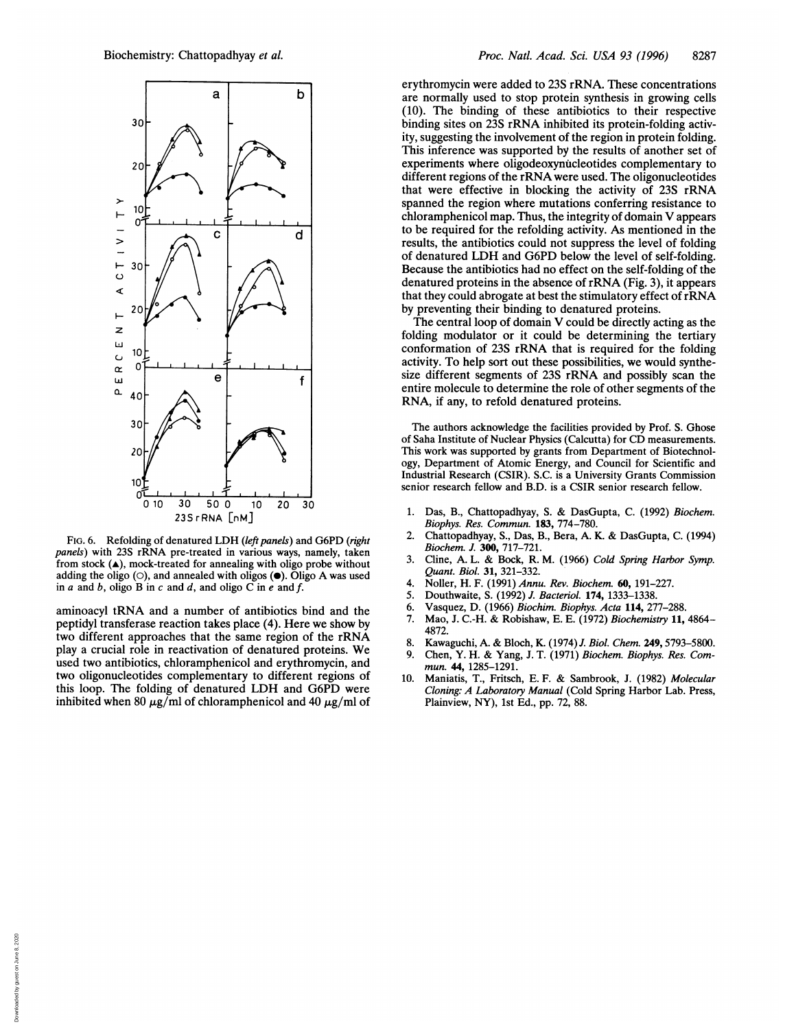PERCENT ACTIVITY

a b c d e f

30 20 10 0 30 20 10 0 40 30 20 10 0

0 10 30 50 0 10 20 30

23S rRNA [nM]

FIG. 6. Refolding of denatured LDH (*left panels*) and G6PD (*right panels*) with 23S rRNA pre-treated in various ways, namely, taken from stock (▲), mock-treated for annealing with oligo probe without adding the oligo (○), and annealed with oligos (●). Oligo A was used in *a* and *b*, oligo B in *c* and *d*, and oligo C in *e* and *f*.

aminoacyl tRNA and a number of antibiotics bind and the peptidyl transferase reaction takes place (4). Here we show by two different approaches that the same region of the rRNA play a crucial role in reactivation of denatured proteins. We used two antibiotics, chloramphenicol and erythromycin, and two oligonucleotides complementary to different regions of this loop. The folding of denatured LDH and G6PD were inhibited when 80 $\mu$g/ml of chloramphenicol and 40 $\mu$g/ml of erythromycin were added to 23S rRNA. These concentrations are normally used to stop protein synthesis in growing cells (10). The binding of these antibiotics to their respective binding sites on 23S rRNA inhibited its protein-folding activity, suggesting the involvement of the region in protein folding. This inference was supported by the results of another set of experiments where oligodeoxynucleotides complementary to different regions of the rRNA were used. The oligonucleotides that were effective in blocking the activity of 23S rRNA spanned the region where mutations conferring resistance to chloramphenicol map. Thus, the integrity of domain V appears to be required for the refolding activity. As mentioned in the results, the antibiotics could not suppress the level of folding of denatured LDH and G6PD below the level of self-folding. Because the antibiotics had no effect on the self-folding of the denatured proteins in the absence of rRNA (Fig. 3), it appears that they could abrogate at best the stimulatory effect of rRNA by preventing their binding to denatured proteins.

The central loop of domain V could be directly acting as the folding modulator or it could be determining the tertiary conformation of 23S rRNA that is required for the folding activity. To help sort out these possibilities, we would synthesize different segments of 23S rRNA and possibly scan the entire molecule to determine the role of other segments of the RNA, if any, to refold denatured proteins.

The authors acknowledge the facilities provided by Prof. S. Ghose of Saha Institute of Nuclear Physics (Calcutta) for CD measurements. This work was supported by grants from Department of Biotechnology, Department of Atomic Energy, and Council for Scientific and Industrial Research (CSIR). S.C. is a University Grants Commission senior research fellow and B.D. is a CSIR senior research fellow.

1. Das, B., Chattopadhyay, S. & DasGupta, C. (1992) *Biochem. Biophys. Res. Commun.* **183**, 774–780.
2. Chattopadhyay, S., Das, B., Bera, A. K. & DasGupta, C. (1994) *Biochem. J.* **300**, 717–721.
3. Cline, A. L. & Bock, R. M. (1966) *Cold Spring Harbor Symp. Quant. Biol.* **31**, 321–332.
4. Noller, H. F. (1991) *Annu. Rev. Biochem.* **60**, 191–227.
5. Douthwaite, S. (1992) *J. Bacteriol.* **174**, 1333–1338.
6. Vasquez, D. (1966) *Biochim. Biophys. Acta* **114**, 277–288.
7. Mao, J. C.-H. & Robishaw, E. E. (1972) *Biochemistry* **11**, 4864–4872.
8. Kawaguchi, A. & Bloch, K. (1974) *J. Biol. Chem.* **249**, 5793–5800.
9. Chen, Y. H. & Yang, J. T. (1971) *Biochem. Biophys. Res. Commun.* **44**, 1285–1291.
10. Maniatis, T., Fritsch, E. F. & Sambrook, J. (1982) *Molecular Cloning: A Laboratory Manual* (Cold Spring Harbor Lab. Press, Plainview, NY), 1st Ed., pp. 72, 88.